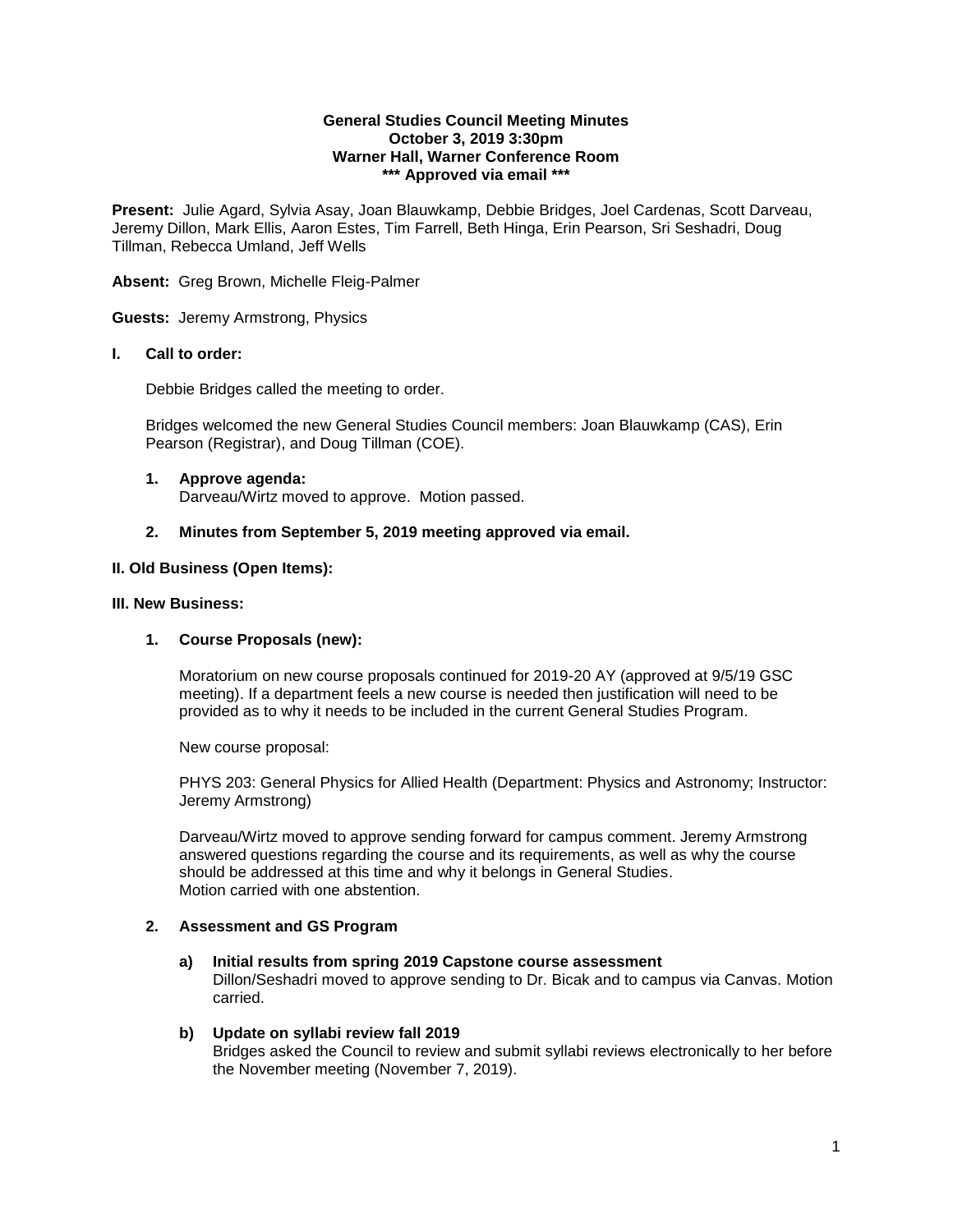**General Studies Council Meeting Minutes**
**October 3, 2019 3:30pm**
**Warner Hall, Warner Conference Room**
**\*\*\* Approved via email \*\*\***

**Present:** Julie Agard, Sylvia Asay, Joan Blauwkamp, Debbie Bridges, Joel Cardenas, Scott Darveau, Jeremy Dillon, Mark Ellis, Aaron Estes, Tim Farrell, Beth Hinga, Erin Pearson, Sri Seshadri, Doug Tillman, Rebecca Umland, Jeff Wells

**Absent:** Greg Brown, Michelle Fleig-Palmer

**Guests:** Jeremy Armstrong, Physics

## I. Call to order:

Debbie Bridges called the meeting to order.

Bridges welcomed the new General Studies Council members: Joan Blauwkamp (CAS), Erin Pearson (Registrar), and Doug Tillman (COE).

### 1. Approve agenda:

Darveau/Wirtz moved to approve. Motion passed.

### 2. Minutes from September 5, 2019 meeting approved via email.

## II. Old Business (Open Items):

## III. New Business:

### 1. Course Proposals (new):

Moratorium on new course proposals continued for 2019-20 AY (approved at 9/5/19 GSC meeting). If a department feels a new course is needed then justification will need to be provided as to why it needs to be included in the current General Studies Program.

New course proposal:

PHYS 203: General Physics for Allied Health (Department: Physics and Astronomy; Instructor: Jeremy Armstrong)

Darveau/Wirtz moved to approve sending forward for campus comment. Jeremy Armstrong answered questions regarding the course and its requirements, as well as why the course should be addressed at this time and why it belongs in General Studies.
Motion carried with one abstention.

### 2. Assessment and GS Program

**a) Initial results from spring 2019 Capstone course assessment**
Dillon/Seshadri moved to approve sending to Dr. Bicak and to campus via Canvas. Motion carried.

**b) Update on syllabi review fall 2019**
Bridges asked the Council to review and submit syllabi reviews electronically to her before the November meeting (November 7, 2019).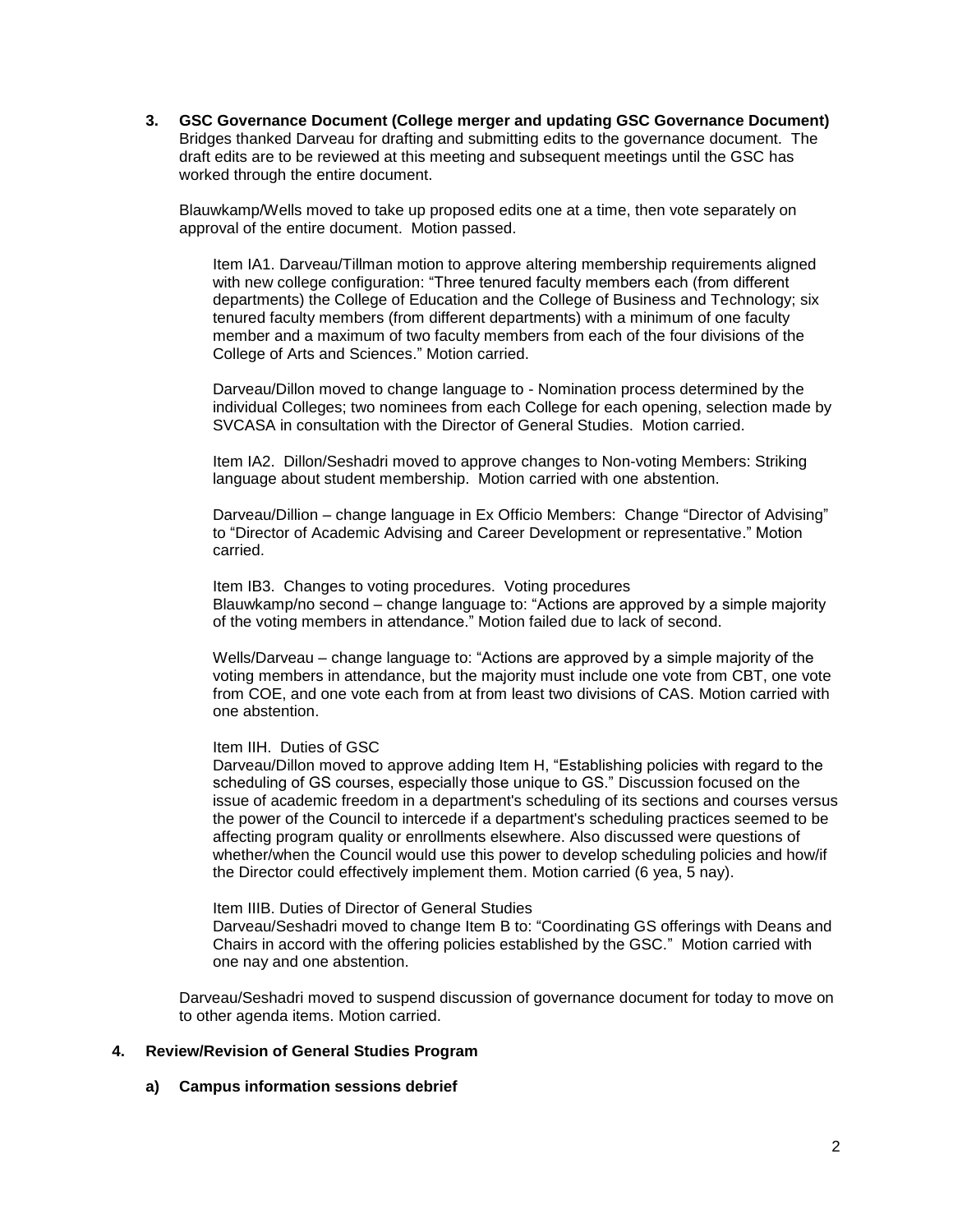**3. GSC Governance Document (College merger and updating GSC Governance Document)**

Bridges thanked Darveau for drafting and submitting edits to the governance document. The draft edits are to be reviewed at this meeting and subsequent meetings until the GSC has worked through the entire document.

Blauwkamp/Wells moved to take up proposed edits one at a time, then vote separately on approval of the entire document. Motion passed.

Item IA1. Darveau/Tillman motion to approve altering membership requirements aligned with new college configuration: "Three tenured faculty members each (from different departments) the College of Education and the College of Business and Technology; six tenured faculty members (from different departments) with a minimum of one faculty member and a maximum of two faculty members from each of the four divisions of the College of Arts and Sciences." Motion carried.

Darveau/Dillon moved to change language to - Nomination process determined by the individual Colleges; two nominees from each College for each opening, selection made by SVCASA in consultation with the Director of General Studies. Motion carried.

Item IA2. Dillon/Seshadri moved to approve changes to Non-voting Members: Striking language about student membership. Motion carried with one abstention.

Darveau/Dillion – change language in Ex Officio Members: Change "Director of Advising" to "Director of Academic Advising and Career Development or representative." Motion carried.

Item IB3. Changes to voting procedures. Voting procedures
Blauwkamp/no second – change language to: "Actions are approved by a simple majority of the voting members in attendance." Motion failed due to lack of second.

Wells/Darveau – change language to: "Actions are approved by a simple majority of the voting members in attendance, but the majority must include one vote from CBT, one vote from COE, and one vote each from at from least two divisions of CAS. Motion carried with one abstention.

Item IIH. Duties of GSC
Darveau/Dillon moved to approve adding Item H, "Establishing policies with regard to the scheduling of GS courses, especially those unique to GS." Discussion focused on the issue of academic freedom in a department's scheduling of its sections and courses versus the power of the Council to intercede if a department's scheduling practices seemed to be affecting program quality or enrollments elsewhere. Also discussed were questions of whether/when the Council would use this power to develop scheduling policies and how/if the Director could effectively implement them. Motion carried (6 yea, 5 nay).

Item IIIB. Duties of Director of General Studies
Darveau/Seshadri moved to change Item B to: "Coordinating GS offerings with Deans and Chairs in accord with the offering policies established by the GSC." Motion carried with one nay and one abstention.

Darveau/Seshadri moved to suspend discussion of governance document for today to move on to other agenda items. Motion carried.

**4. Review/Revision of General Studies Program**

**a) Campus information sessions debrief**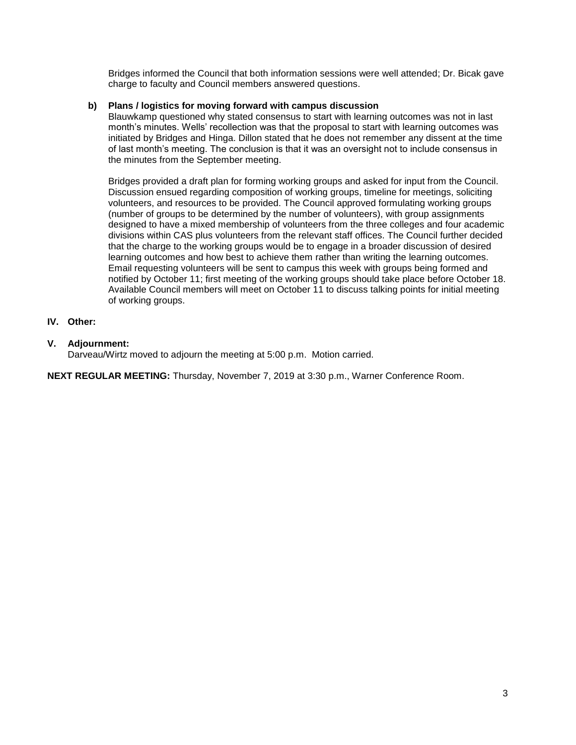Bridges informed the Council that both information sessions were well attended; Dr. Bicak gave charge to faculty and Council members answered questions.

**b) Plans / logistics for moving forward with campus discussion**

Blauwkamp questioned why stated consensus to start with learning outcomes was not in last month's minutes. Wells' recollection was that the proposal to start with learning outcomes was initiated by Bridges and Hinga. Dillon stated that he does not remember any dissent at the time of last month's meeting. The conclusion is that it was an oversight not to include consensus in the minutes from the September meeting.

Bridges provided a draft plan for forming working groups and asked for input from the Council. Discussion ensued regarding composition of working groups, timeline for meetings, soliciting volunteers, and resources to be provided. The Council approved formulating working groups (number of groups to be determined by the number of volunteers), with group assignments designed to have a mixed membership of volunteers from the three colleges and four academic divisions within CAS plus volunteers from the relevant staff offices. The Council further decided that the charge to the working groups would be to engage in a broader discussion of desired learning outcomes and how best to achieve them rather than writing the learning outcomes. Email requesting volunteers will be sent to campus this week with groups being formed and notified by October 11; first meeting of the working groups should take place before October 18. Available Council members will meet on October 11 to discuss talking points for initial meeting of working groups.

**IV. Other:**

**V. Adjournment:**

Darveau/Wirtz moved to adjourn the meeting at 5:00 p.m. Motion carried.

**NEXT REGULAR MEETING:** Thursday, November 7, 2019 at 3:30 p.m., Warner Conference Room.